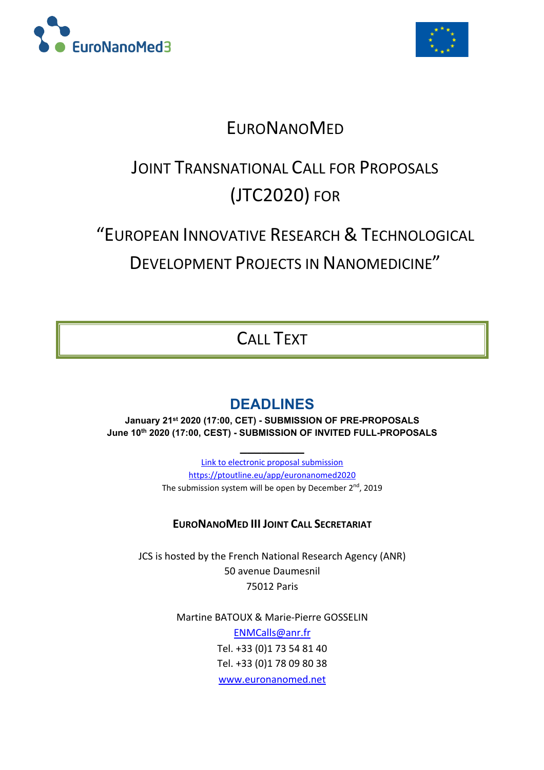# EuroNanoMed

## Joint Transnational Call for Proposals (JTC2020) for

## "European Innovative Research & Technological Development Projects in Nanomedicine"

### Call Text

## DEADLINES

**January 21st 2020 (17:00, CET) - SUBMISSION OF PRE-PROPOSALS**
**June 10th 2020 (17:00, CEST) - SUBMISSION OF INVITED FULL-PROPOSALS**

---

Link to electronic proposal submission
https://ptoutline.eu/app/euronanomed2020
The submission system will be open by December 2nd, 2019

**EuroNanoMed III Joint Call Secretariat**

JCS is hosted by the French National Research Agency (ANR)
50 avenue Daumesnil
75012 Paris

Martine BATOUX & Marie-Pierre GOSSELIN
ENMCalls@anr.fr
Tel. +33 (0)1 73 54 81 40
Tel. +33 (0)1 78 09 80 38
www.euronanomed.net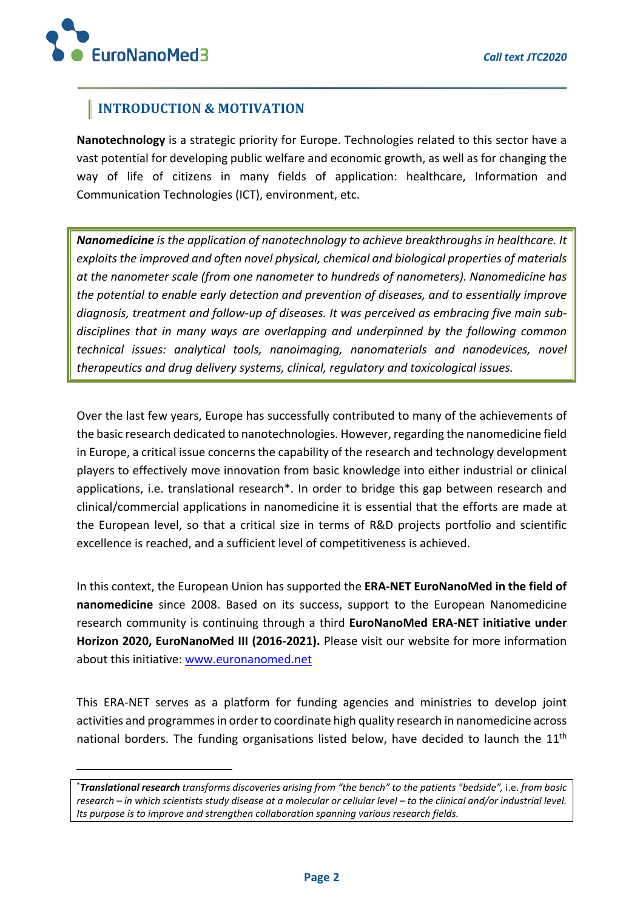## INTRODUCTION & MOTIVATION

**Nanotechnology** is a strategic priority for Europe. Technologies related to this sector have a vast potential for developing public welfare and economic growth, as well as for changing the way of life of citizens in many fields of application: healthcare, Information and Communication Technologies (ICT), environment, etc.

> ***Nanomedicine** is the application of nanotechnology to achieve breakthroughs in healthcare. It exploits the improved and often novel physical, chemical and biological properties of materials at the nanometer scale (from one nanometer to hundreds of nanometers). Nanomedicine has the potential to enable early detection and prevention of diseases, and to essentially improve diagnosis, treatment and follow-up of diseases. It was perceived as embracing five main sub-disciplines that in many ways are overlapping and underpinned by the following common technical issues: analytical tools, nanoimaging, nanomaterials and nanodevices, novel therapeutics and drug delivery systems, clinical, regulatory and toxicological issues.*

Over the last few years, Europe has successfully contributed to many of the achievements of the basic research dedicated to nanotechnologies. However, regarding the nanomedicine field in Europe, a critical issue concerns the capability of the research and technology development players to effectively move innovation from basic knowledge into either industrial or clinical applications, i.e. translational research*. In order to bridge this gap between research and clinical/commercial applications in nanomedicine it is essential that the efforts are made at the European level, so that a critical size in terms of R&D projects portfolio and scientific excellence is reached, and a sufficient level of competitiveness is achieved.

In this context, the European Union has supported the **ERA-NET EuroNanoMed in the field of nanomedicine** since 2008. Based on its success, support to the European Nanomedicine research community is continuing through a third **EuroNanoMed ERA-NET initiative under Horizon 2020, EuroNanoMed III (2016-2021).** Please visit our website for more information about this initiative: [www.euronanomed.net](http://www.euronanomed.net)

This ERA-NET serves as a platform for funding agencies and ministries to develop joint activities and programmes in order to coordinate high quality research in nanomedicine across national borders. The funding organisations listed below, have decided to launch the 11th

---

*\****Translational research** transforms discoveries arising from "the bench" to the patients "bedside", i.e. from basic research – in which scientists study disease at a molecular or cellular level – to the clinical and/or industrial level. Its purpose is to improve and strengthen collaboration spanning various research fields.*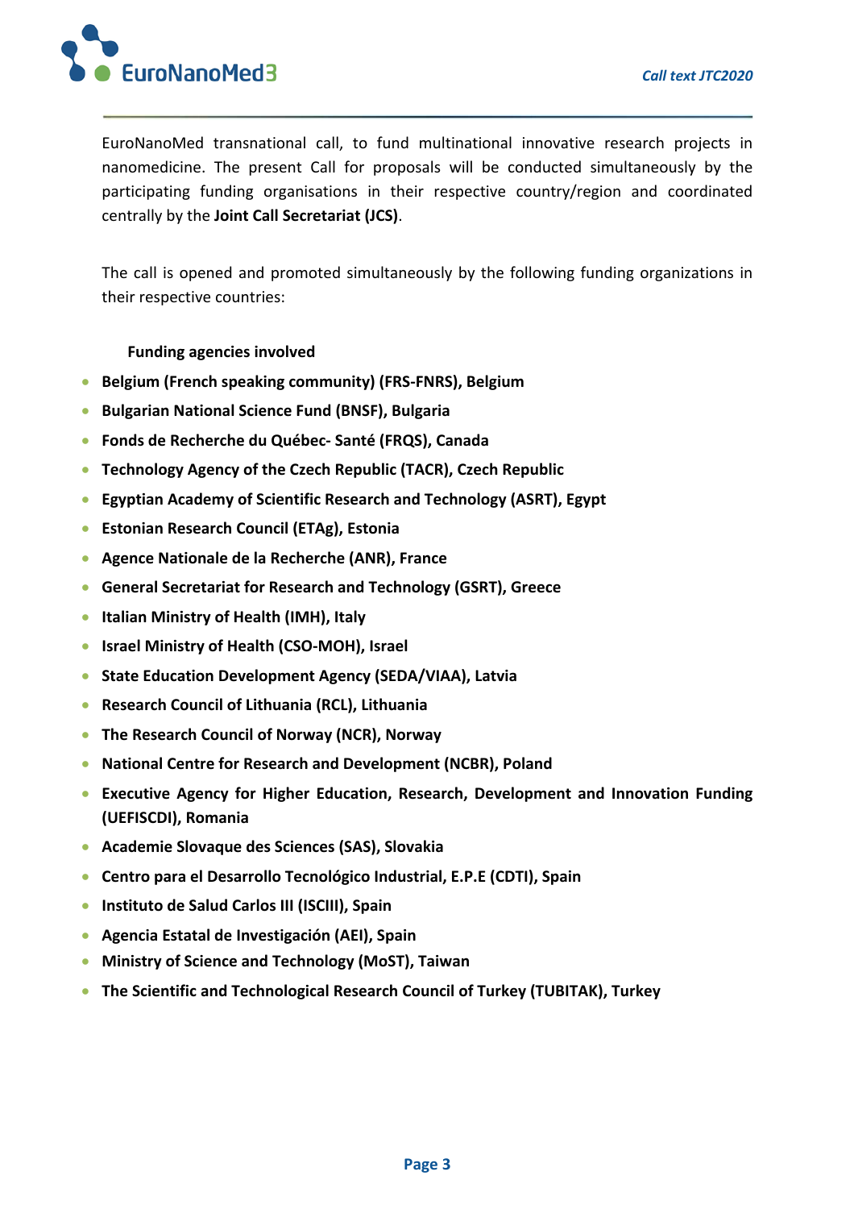EuroNanoMed transnational call, to fund multinational innovative research projects in nanomedicine. The present Call for proposals will be conducted simultaneously by the participating funding organisations in their respective country/region and coordinated centrally by the **Joint Call Secretariat (JCS)**.

The call is opened and promoted simultaneously by the following funding organizations in their respective countries:

**Funding agencies involved**

- **Belgium (French speaking community) (FRS-FNRS), Belgium**
- **Bulgarian National Science Fund (BNSF), Bulgaria**
- **Fonds de Recherche du Québec- Santé (FRQS), Canada**
- **Technology Agency of the Czech Republic (TACR), Czech Republic**
- **Egyptian Academy of Scientific Research and Technology (ASRT), Egypt**
- **Estonian Research Council (ETAg), Estonia**
- **Agence Nationale de la Recherche (ANR), France**
- **General Secretariat for Research and Technology (GSRT), Greece**
- **Italian Ministry of Health (IMH), Italy**
- **Israel Ministry of Health (CSO-MOH), Israel**
- **State Education Development Agency (SEDA/VIAA), Latvia**
- **Research Council of Lithuania (RCL), Lithuania**
- **The Research Council of Norway (NCR), Norway**
- **National Centre for Research and Development (NCBR), Poland**
- **Executive Agency for Higher Education, Research, Development and Innovation Funding (UEFISCDI), Romania**
- **Academie Slovaque des Sciences (SAS), Slovakia**
- **Centro para el Desarrollo Tecnológico Industrial, E.P.E (CDTI), Spain**
- **Instituto de Salud Carlos III (ISCIII), Spain**
- **Agencia Estatal de Investigación (AEI), Spain**
- **Ministry of Science and Technology (MoST), Taiwan**
- **The Scientific and Technological Research Council of Turkey (TUBITAK), Turkey**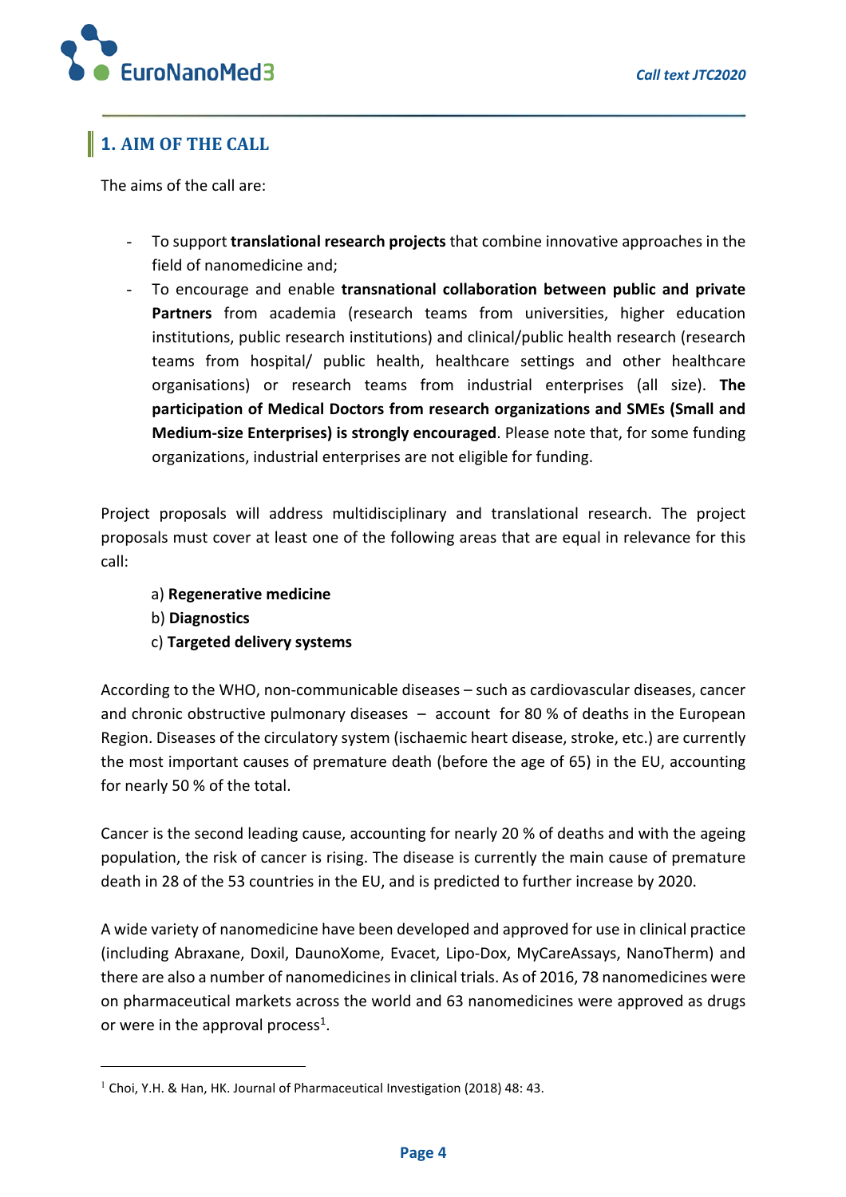## 1. AIM OF THE CALL

The aims of the call are:

- To support **translational research projects** that combine innovative approaches in the field of nanomedicine and;
- To encourage and enable **transnational collaboration between public and private Partners** from academia (research teams from universities, higher education institutions, public research institutions) and clinical/public health research (research teams from hospital/ public health, healthcare settings and other healthcare organisations) or research teams from industrial enterprises (all size). **The participation of Medical Doctors from research organizations and SMEs (Small and Medium-size Enterprises) is strongly encouraged**. Please note that, for some funding organizations, industrial enterprises are not eligible for funding.

Project proposals will address multidisciplinary and translational research. The project proposals must cover at least one of the following areas that are equal in relevance for this call:

a) **Regenerative medicine**
b) **Diagnostics**
c) **Targeted delivery systems**

According to the WHO, non-communicable diseases – such as cardiovascular diseases, cancer and chronic obstructive pulmonary diseases – account for 80 % of deaths in the European Region. Diseases of the circulatory system (ischaemic heart disease, stroke, etc.) are currently the most important causes of premature death (before the age of 65) in the EU, accounting for nearly 50 % of the total.

Cancer is the second leading cause, accounting for nearly 20 % of deaths and with the ageing population, the risk of cancer is rising. The disease is currently the main cause of premature death in 28 of the 53 countries in the EU, and is predicted to further increase by 2020.

A wide variety of nanomedicine have been developed and approved for use in clinical practice (including Abraxane, Doxil, DaunoXome, Evacet, Lipo-Dox, MyCareAssays, NanoTherm) and there are also a number of nanomedicines in clinical trials. As of 2016, 78 nanomedicines were on pharmaceutical markets across the world and 63 nanomedicines were approved as drugs or were in the approval process[1].

[1] Choi, Y.H. & Han, HK. Journal of Pharmaceutical Investigation (2018) 48: 43.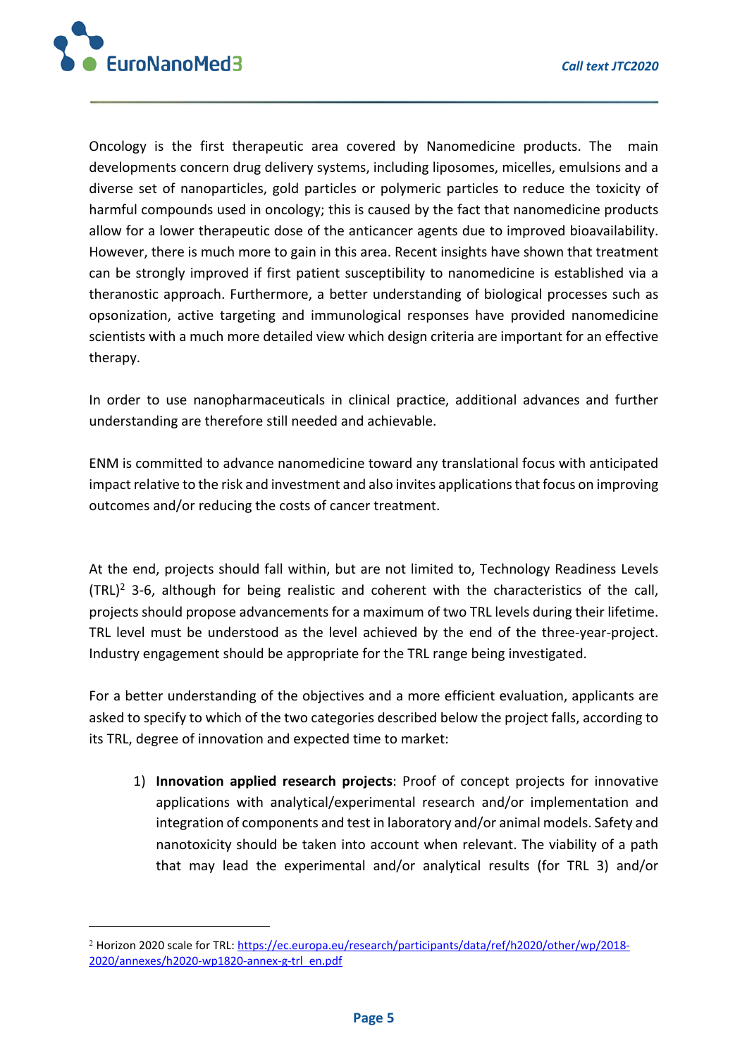Oncology is the first therapeutic area covered by Nanomedicine products. The main developments concern drug delivery systems, including liposomes, micelles, emulsions and a diverse set of nanoparticles, gold particles or polymeric particles to reduce the toxicity of harmful compounds used in oncology; this is caused by the fact that nanomedicine products allow for a lower therapeutic dose of the anticancer agents due to improved bioavailability. However, there is much more to gain in this area. Recent insights have shown that treatment can be strongly improved if first patient susceptibility to nanomedicine is established via a theranostic approach. Furthermore, a better understanding of biological processes such as opsonization, active targeting and immunological responses have provided nanomedicine scientists with a much more detailed view which design criteria are important for an effective therapy.

In order to use nanopharmaceuticals in clinical practice, additional advances and further understanding are therefore still needed and achievable.

ENM is committed to advance nanomedicine toward any translational focus with anticipated impact relative to the risk and investment and also invites applications that focus on improving outcomes and/or reducing the costs of cancer treatment.

At the end, projects should fall within, but are not limited to, Technology Readiness Levels (TRL)[2] 3-6, although for being realistic and coherent with the characteristics of the call, projects should propose advancements for a maximum of two TRL levels during their lifetime. TRL level must be understood as the level achieved by the end of the three-year-project. Industry engagement should be appropriate for the TRL range being investigated.

For a better understanding of the objectives and a more efficient evaluation, applicants are asked to specify to which of the two categories described below the project falls, according to its TRL, degree of innovation and expected time to market:

1) **Innovation applied research projects**: Proof of concept projects for innovative applications with analytical/experimental research and/or implementation and integration of components and test in laboratory and/or animal models. Safety and nanotoxicity should be taken into account when relevant. The viability of a path that may lead the experimental and/or analytical results (for TRL 3) and/or

---

[2] Horizon 2020 scale for TRL: https://ec.europa.eu/research/participants/data/ref/h2020/other/wp/2018-2020/annexes/h2020-wp1820-annex-g-trl_en.pdf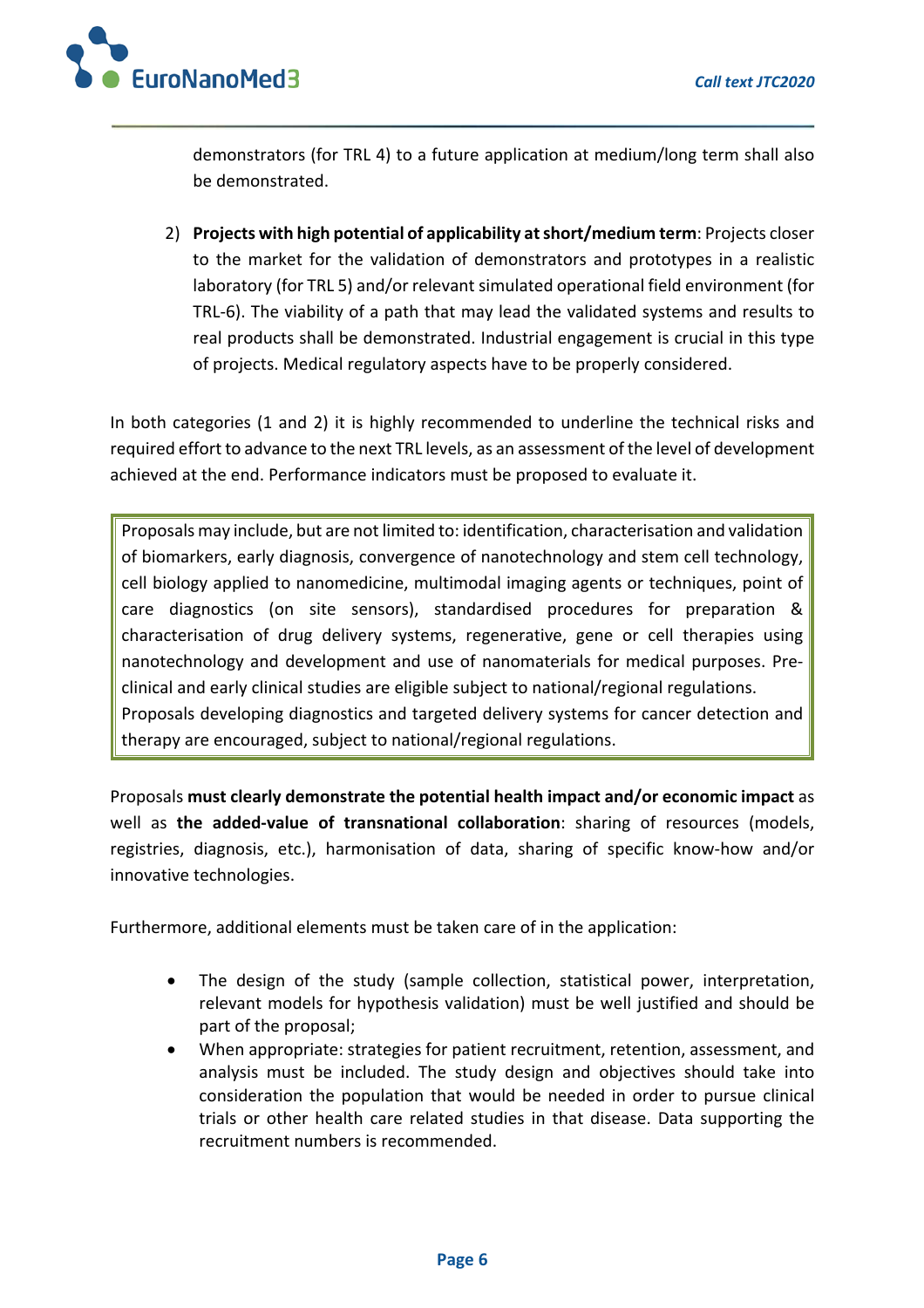demonstrators (for TRL 4) to a future application at medium/long term shall also be demonstrated.

2) **Projects with high potential of applicability at short/medium term**: Projects closer to the market for the validation of demonstrators and prototypes in a realistic laboratory (for TRL 5) and/or relevant simulated operational field environment (for TRL-6). The viability of a path that may lead the validated systems and results to real products shall be demonstrated. Industrial engagement is crucial in this type of projects. Medical regulatory aspects have to be properly considered.

In both categories (1 and 2) it is highly recommended to underline the technical risks and required effort to advance to the next TRL levels, as an assessment of the level of development achieved at the end. Performance indicators must be proposed to evaluate it.

> Proposals may include, but are not limited to: identification, characterisation and validation of biomarkers, early diagnosis, convergence of nanotechnology and stem cell technology, cell biology applied to nanomedicine, multimodal imaging agents or techniques, point of care diagnostics (on site sensors), standardised procedures for preparation & characterisation of drug delivery systems, regenerative, gene or cell therapies using nanotechnology and development and use of nanomaterials for medical purposes. Pre-clinical and early clinical studies are eligible subject to national/regional regulations.
> Proposals developing diagnostics and targeted delivery systems for cancer detection and therapy are encouraged, subject to national/regional regulations.

Proposals **must clearly demonstrate the potential health impact and/or economic impact** as well as **the added-value of transnational collaboration**: sharing of resources (models, registries, diagnosis, etc.), harmonisation of data, sharing of specific know-how and/or innovative technologies.

Furthermore, additional elements must be taken care of in the application:

- The design of the study (sample collection, statistical power, interpretation, relevant models for hypothesis validation) must be well justified and should be part of the proposal;
- When appropriate: strategies for patient recruitment, retention, assessment, and analysis must be included. The study design and objectives should take into consideration the population that would be needed in order to pursue clinical trials or other health care related studies in that disease. Data supporting the recruitment numbers is recommended.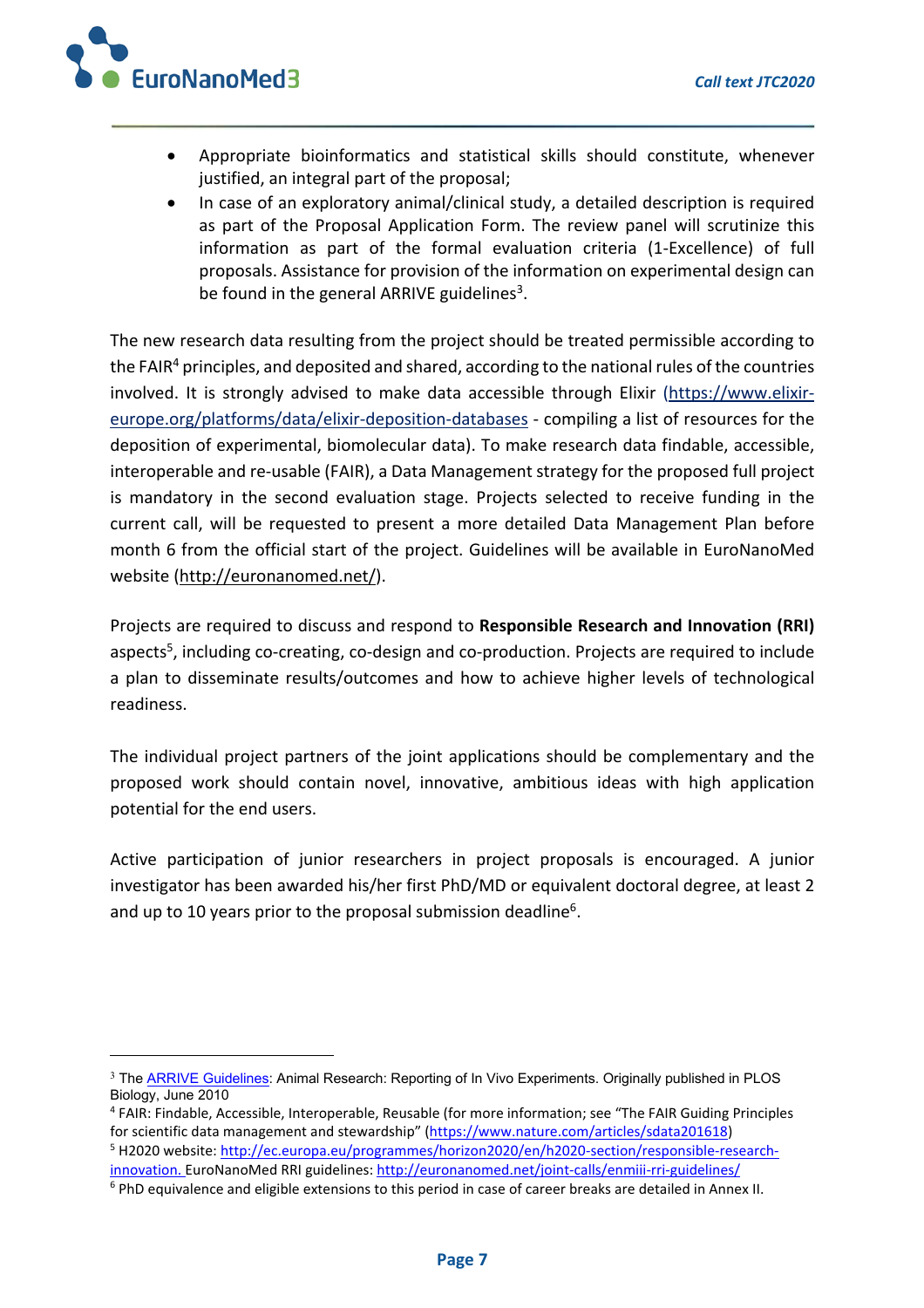- Appropriate bioinformatics and statistical skills should constitute, whenever justified, an integral part of the proposal;
- In case of an exploratory animal/clinical study, a detailed description is required as part of the Proposal Application Form. The review panel will scrutinize this information as part of the formal evaluation criteria (1-Excellence) of full proposals. Assistance for provision of the information on experimental design can be found in the general ARRIVE guidelines[3].

The new research data resulting from the project should be treated permissible according to the FAIR[4] principles, and deposited and shared, according to the national rules of the countries involved. It is strongly advised to make data accessible through Elixir (https://www.elixir-europe.org/platforms/data/elixir-deposition-databases - compiling a list of resources for the deposition of experimental, biomolecular data). To make research data findable, accessible, interoperable and re-usable (FAIR), a Data Management strategy for the proposed full project is mandatory in the second evaluation stage. Projects selected to receive funding in the current call, will be requested to present a more detailed Data Management Plan before month 6 from the official start of the project. Guidelines will be available in EuroNanoMed website (http://euronanomed.net/).

Projects are required to discuss and respond to **Responsible Research and Innovation (RRI)** aspects[5], including co-creating, co-design and co-production. Projects are required to include a plan to disseminate results/outcomes and how to achieve higher levels of technological readiness.

The individual project partners of the joint applications should be complementary and the proposed work should contain novel, innovative, ambitious ideas with high application potential for the end users.

Active participation of junior researchers in project proposals is encouraged. A junior investigator has been awarded his/her first PhD/MD or equivalent doctoral degree, at least 2 and up to 10 years prior to the proposal submission deadline[6].

---

[3] The ARRIVE Guidelines: Animal Research: Reporting of In Vivo Experiments. Originally published in PLOS Biology, June 2010

[4] FAIR: Findable, Accessible, Interoperable, Reusable (for more information; see "The FAIR Guiding Principles for scientific data management and stewardship" (https://www.nature.com/articles/sdata201618)

[5] H2020 website: http://ec.europa.eu/programmes/horizon2020/en/h2020-section/responsible-research-innovation. EuroNanoMed RRI guidelines: http://euronanomed.net/joint-calls/enmiii-rri-guidelines/

[6] PhD equivalence and eligible extensions to this period in case of career breaks are detailed in Annex II.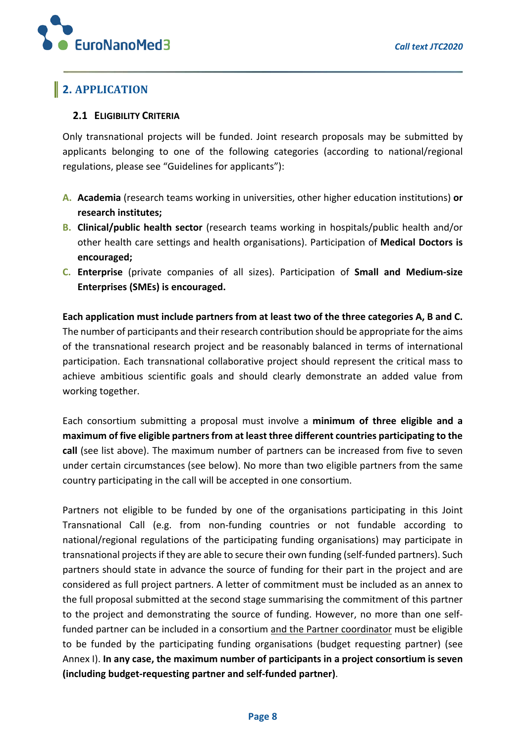## 2. APPLICATION

### 2.1 Eligibility Criteria

Only transnational projects will be funded. Joint research proposals may be submitted by applicants belonging to one of the following categories (according to national/regional regulations, please see "Guidelines for applicants"):

- **A. Academia** (research teams working in universities, other higher education institutions) **or research institutes;**
- **B. Clinical/public health sector** (research teams working in hospitals/public health and/or other health care settings and health organisations). Participation of **Medical Doctors is encouraged;**
- **C. Enterprise** (private companies of all sizes). Participation of **Small and Medium-size Enterprises (SMEs) is encouraged.**

**Each application must include partners from at least two of the three categories A, B and C.** The number of participants and their research contribution should be appropriate for the aims of the transnational research project and be reasonably balanced in terms of international participation. Each transnational collaborative project should represent the critical mass to achieve ambitious scientific goals and should clearly demonstrate an added value from working together.

Each consortium submitting a proposal must involve a **minimum of three eligible and a maximum of five eligible partners from at least three different countries participating to the call** (see list above). The maximum number of partners can be increased from five to seven under certain circumstances (see below). No more than two eligible partners from the same country participating in the call will be accepted in one consortium.

Partners not eligible to be funded by one of the organisations participating in this Joint Transnational Call (e.g. from non-funding countries or not fundable according to national/regional regulations of the participating funding organisations) may participate in transnational projects if they are able to secure their own funding (self-funded partners). Such partners should state in advance the source of funding for their part in the project and are considered as full project partners. A letter of commitment must be included as an annex to the full proposal submitted at the second stage summarising the commitment of this partner to the project and demonstrating the source of funding. However, no more than one self-funded partner can be included in a consortium and the Partner coordinator must be eligible to be funded by the participating funding organisations (budget requesting partner) (see Annex I). **In any case, the maximum number of participants in a project consortium is seven (including budget-requesting partner and self-funded partner)**.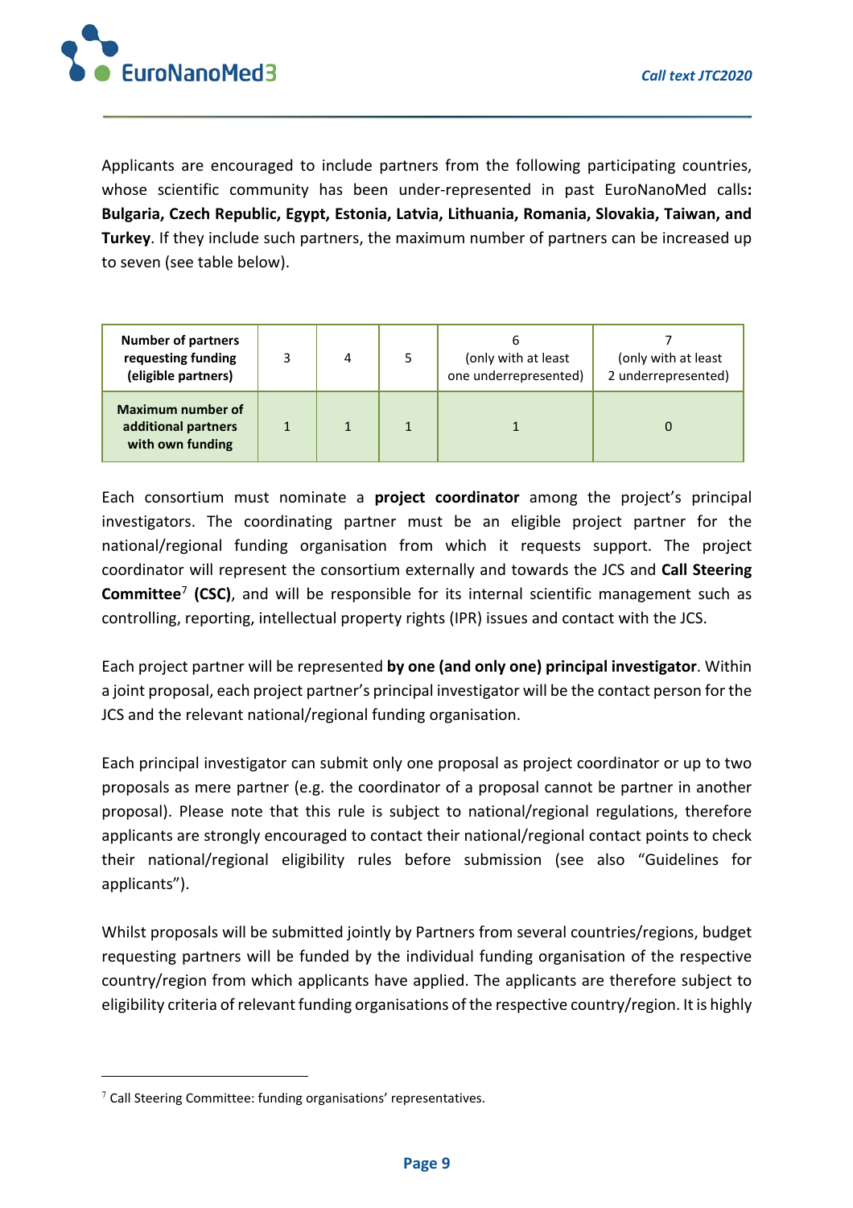Applicants are encouraged to include partners from the following participating countries, whose scientific community has been under-represented in past EuroNanoMed calls**: Bulgaria, Czech Republic, Egypt, Estonia, Latvia, Lithuania, Romania, Slovakia, Taiwan, and Turkey**. If they include such partners, the maximum number of partners can be increased up to seven (see table below).

| **Number of partners requesting funding (eligible partners)** | 3 | 4 | 5 | 6 (only with at least one underrepresented) | 7 (only with at least 2 underrepresented) |
|---|---|---|---|---|---|
| **Maximum number of additional partners with own funding** | 1 | 1 | 1 | 1 | 0 |

Each consortium must nominate a **project coordinator** among the project's principal investigators. The coordinating partner must be an eligible project partner for the national/regional funding organisation from which it requests support. The project coordinator will represent the consortium externally and towards the JCS and **Call Steering Committee**[7] **(CSC)**, and will be responsible for its internal scientific management such as controlling, reporting, intellectual property rights (IPR) issues and contact with the JCS.

Each project partner will be represented **by one (and only one) principal investigator**. Within a joint proposal, each project partner's principal investigator will be the contact person for the JCS and the relevant national/regional funding organisation.

Each principal investigator can submit only one proposal as project coordinator or up to two proposals as mere partner (e.g. the coordinator of a proposal cannot be partner in another proposal). Please note that this rule is subject to national/regional regulations, therefore applicants are strongly encouraged to contact their national/regional contact points to check their national/regional eligibility rules before submission (see also "Guidelines for applicants").

Whilst proposals will be submitted jointly by Partners from several countries/regions, budget requesting partners will be funded by the individual funding organisation of the respective country/region from which applicants have applied. The applicants are therefore subject to eligibility criteria of relevant funding organisations of the respective country/region. It is highly

[7] Call Steering Committee: funding organisations' representatives.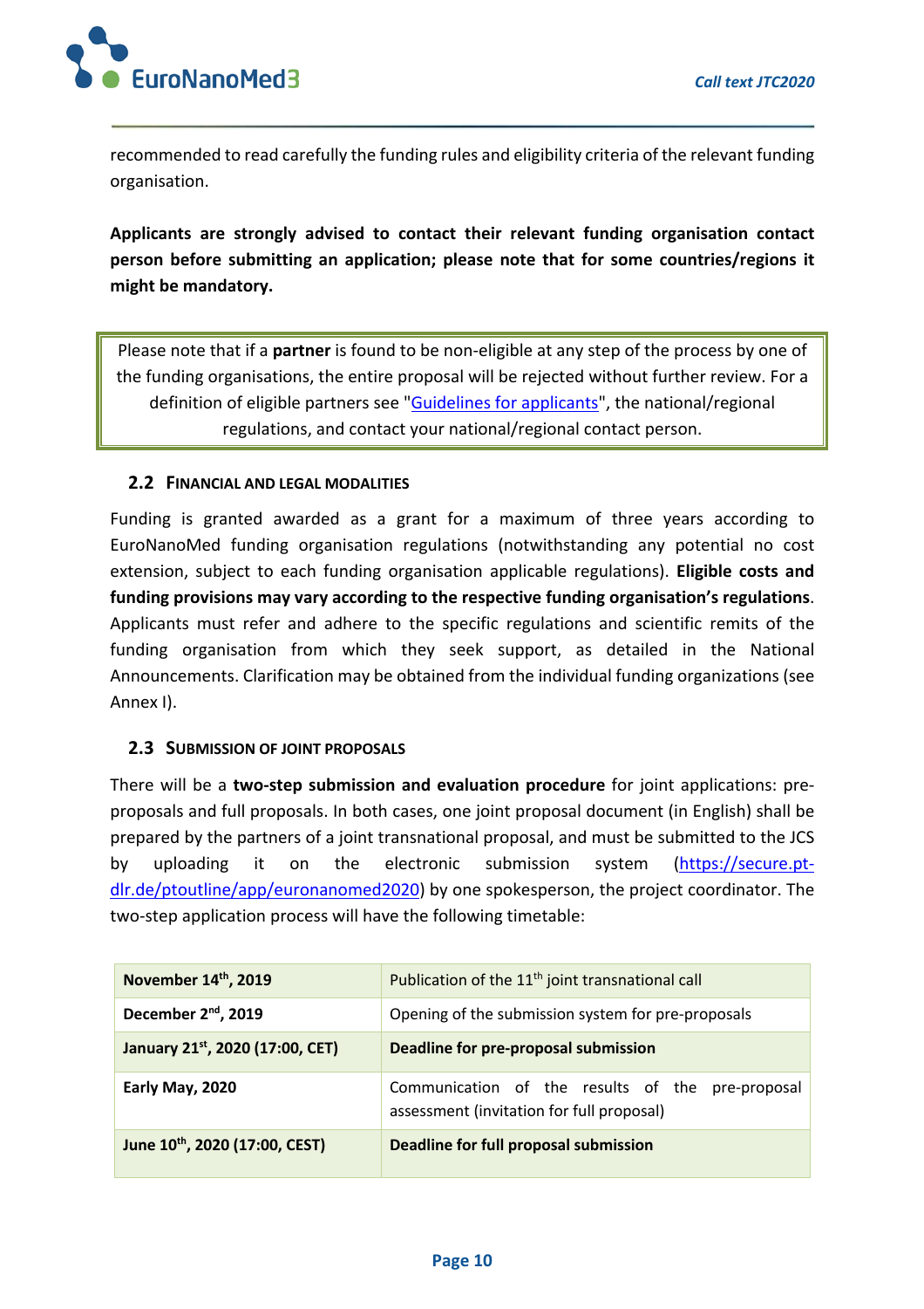recommended to read carefully the funding rules and eligibility criteria of the relevant funding organisation.

**Applicants are strongly advised to contact their relevant funding organisation contact person before submitting an application; please note that for some countries/regions it might be mandatory.**

> Please note that if a **partner** is found to be non-eligible at any step of the process by one of the funding organisations, the entire proposal will be rejected without further review. For a definition of eligible partners see "Guidelines for applicants", the national/regional regulations, and contact your national/regional contact person.

### 2.2 Financial and Legal Modalities

Funding is granted awarded as a grant for a maximum of three years according to EuroNanoMed funding organisation regulations (notwithstanding any potential no cost extension, subject to each funding organisation applicable regulations). **Eligible costs and funding provisions may vary according to the respective funding organisation's regulations**. Applicants must refer and adhere to the specific regulations and scientific remits of the funding organisation from which they seek support, as detailed in the National Announcements. Clarification may be obtained from the individual funding organizations (see Annex I).

### 2.3 Submission of Joint Proposals

There will be a **two-step submission and evaluation procedure** for joint applications: pre-proposals and full proposals. In both cases, one joint proposal document (in English) shall be prepared by the partners of a joint transnational proposal, and must be submitted to the JCS by uploading it on the electronic submission system (https://secure.pt-dlr.de/ptoutline/app/euronanomed2020) by one spokesperson, the project coordinator. The two-step application process will have the following timetable:

| | |
|---|---|
| **November 14th, 2019** | Publication of the 11th joint transnational call |
| **December 2nd, 2019** | Opening of the submission system for pre-proposals |
| **January 21st, 2020 (17:00, CET)** | **Deadline for pre-proposal submission** |
| **Early May, 2020** | Communication of the results of the pre-proposal assessment (invitation for full proposal) |
| **June 10th, 2020 (17:00, CEST)** | **Deadline for full proposal submission** |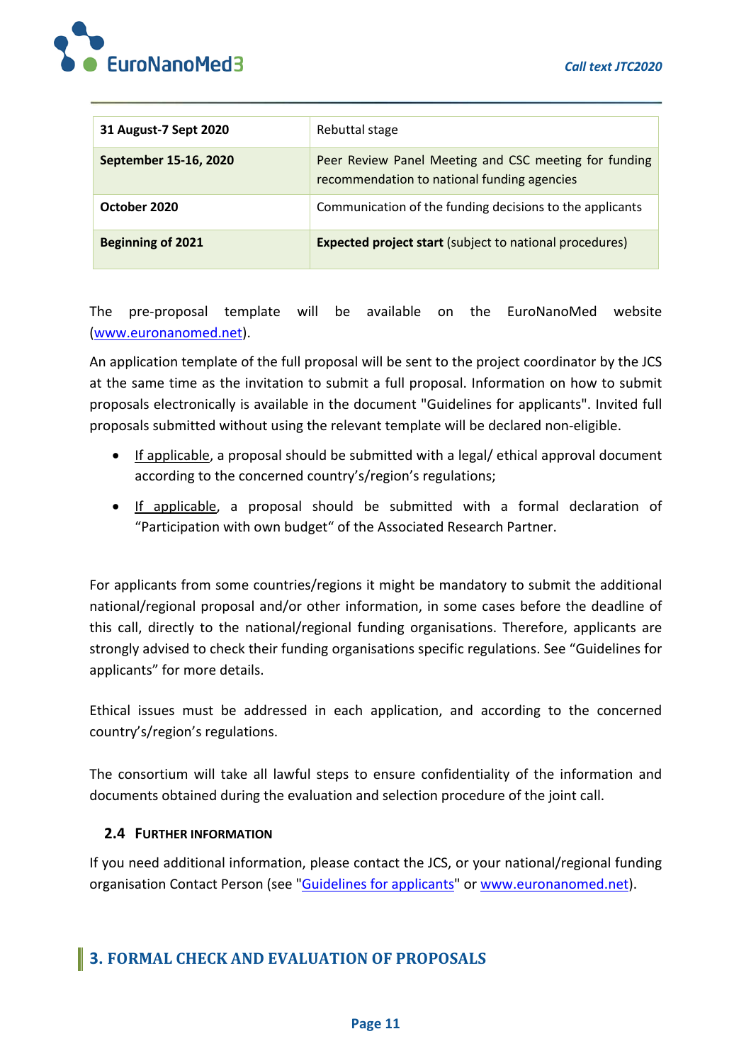| | |
|---|---|
| **31 August-7 Sept 2020** | Rebuttal stage |
| **September 15-16, 2020** | Peer Review Panel Meeting and CSC meeting for funding recommendation to national funding agencies |
| **October 2020** | Communication of the funding decisions to the applicants |
| **Beginning of 2021** | **Expected project start** (subject to national procedures) |

The pre-proposal template will be available on the EuroNanoMed website (www.euronanomed.net).

An application template of the full proposal will be sent to the project coordinator by the JCS at the same time as the invitation to submit a full proposal. Information on how to submit proposals electronically is available in the document "Guidelines for applicants". Invited full proposals submitted without using the relevant template will be declared non-eligible.

- If applicable, a proposal should be submitted with a legal/ ethical approval document according to the concerned country's/region's regulations;
- If applicable, a proposal should be submitted with a formal declaration of "Participation with own budget" of the Associated Research Partner.

For applicants from some countries/regions it might be mandatory to submit the additional national/regional proposal and/or other information, in some cases before the deadline of this call, directly to the national/regional funding organisations. Therefore, applicants are strongly advised to check their funding organisations specific regulations. See "Guidelines for applicants" for more details.

Ethical issues must be addressed in each application, and according to the concerned country's/region's regulations.

The consortium will take all lawful steps to ensure confidentiality of the information and documents obtained during the evaluation and selection procedure of the joint call.

### 2.4 Further information

If you need additional information, please contact the JCS, or your national/regional funding organisation Contact Person (see "Guidelines for applicants" or www.euronanomed.net).

## 3. FORMAL CHECK AND EVALUATION OF PROPOSALS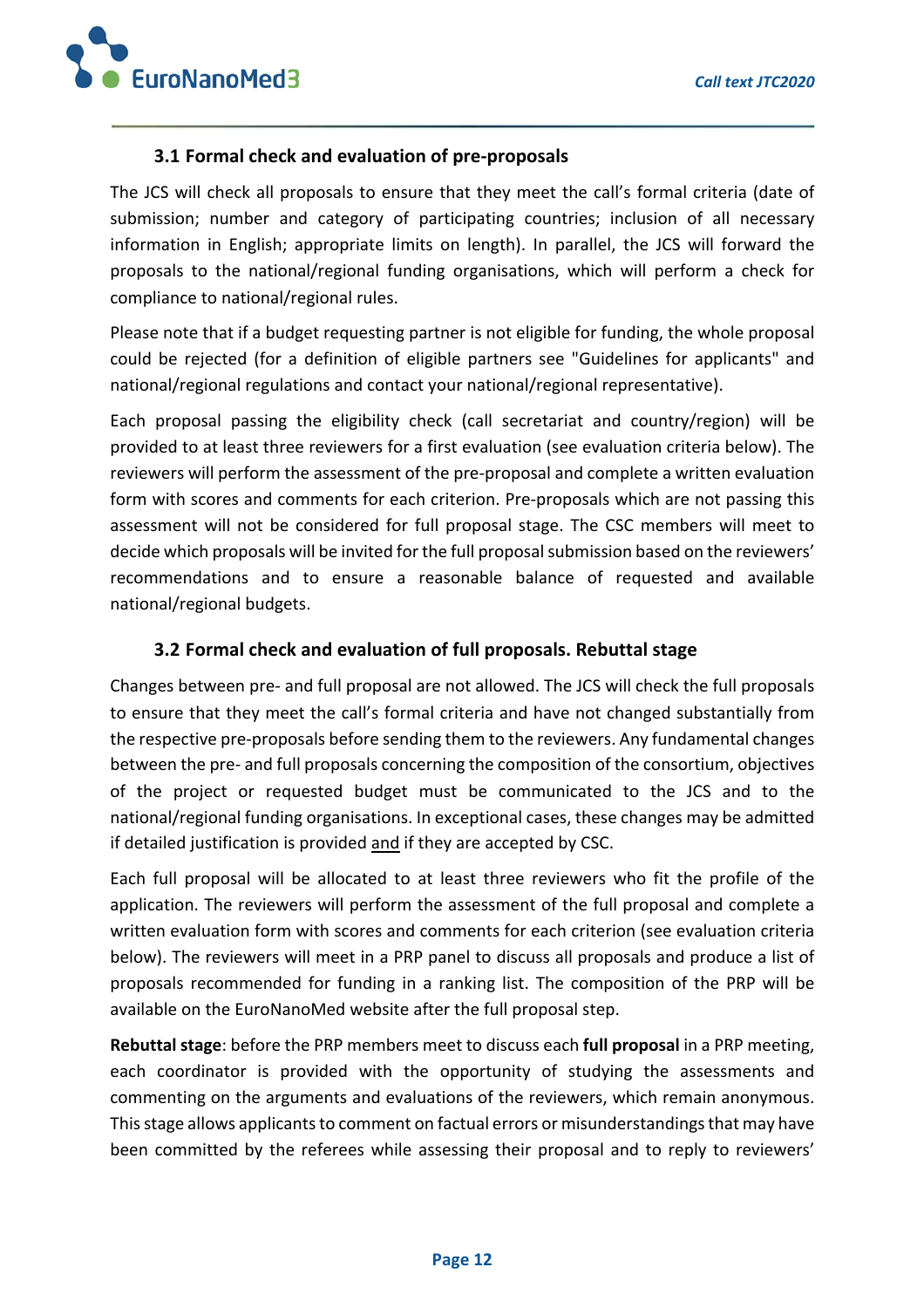### 3.1 Formal check and evaluation of pre-proposals

The JCS will check all proposals to ensure that they meet the call's formal criteria (date of submission; number and category of participating countries; inclusion of all necessary information in English; appropriate limits on length). In parallel, the JCS will forward the proposals to the national/regional funding organisations, which will perform a check for compliance to national/regional rules.

Please note that if a budget requesting partner is not eligible for funding, the whole proposal could be rejected (for a definition of eligible partners see "Guidelines for applicants" and national/regional regulations and contact your national/regional representative).

Each proposal passing the eligibility check (call secretariat and country/region) will be provided to at least three reviewers for a first evaluation (see evaluation criteria below). The reviewers will perform the assessment of the pre-proposal and complete a written evaluation form with scores and comments for each criterion. Pre-proposals which are not passing this assessment will not be considered for full proposal stage. The CSC members will meet to decide which proposals will be invited for the full proposal submission based on the reviewers' recommendations and to ensure a reasonable balance of requested and available national/regional budgets.

### 3.2 Formal check and evaluation of full proposals. Rebuttal stage

Changes between pre- and full proposal are not allowed. The JCS will check the full proposals to ensure that they meet the call's formal criteria and have not changed substantially from the respective pre-proposals before sending them to the reviewers. Any fundamental changes between the pre- and full proposals concerning the composition of the consortium, objectives of the project or requested budget must be communicated to the JCS and to the national/regional funding organisations. In exceptional cases, these changes may be admitted if detailed justification is provided and if they are accepted by CSC.

Each full proposal will be allocated to at least three reviewers who fit the profile of the application. The reviewers will perform the assessment of the full proposal and complete a written evaluation form with scores and comments for each criterion (see evaluation criteria below). The reviewers will meet in a PRP panel to discuss all proposals and produce a list of proposals recommended for funding in a ranking list. The composition of the PRP will be available on the EuroNanoMed website after the full proposal step.

**Rebuttal stage**: before the PRP members meet to discuss each **full proposal** in a PRP meeting, each coordinator is provided with the opportunity of studying the assessments and commenting on the arguments and evaluations of the reviewers, which remain anonymous. This stage allows applicants to comment on factual errors or misunderstandings that may have been committed by the referees while assessing their proposal and to reply to reviewers'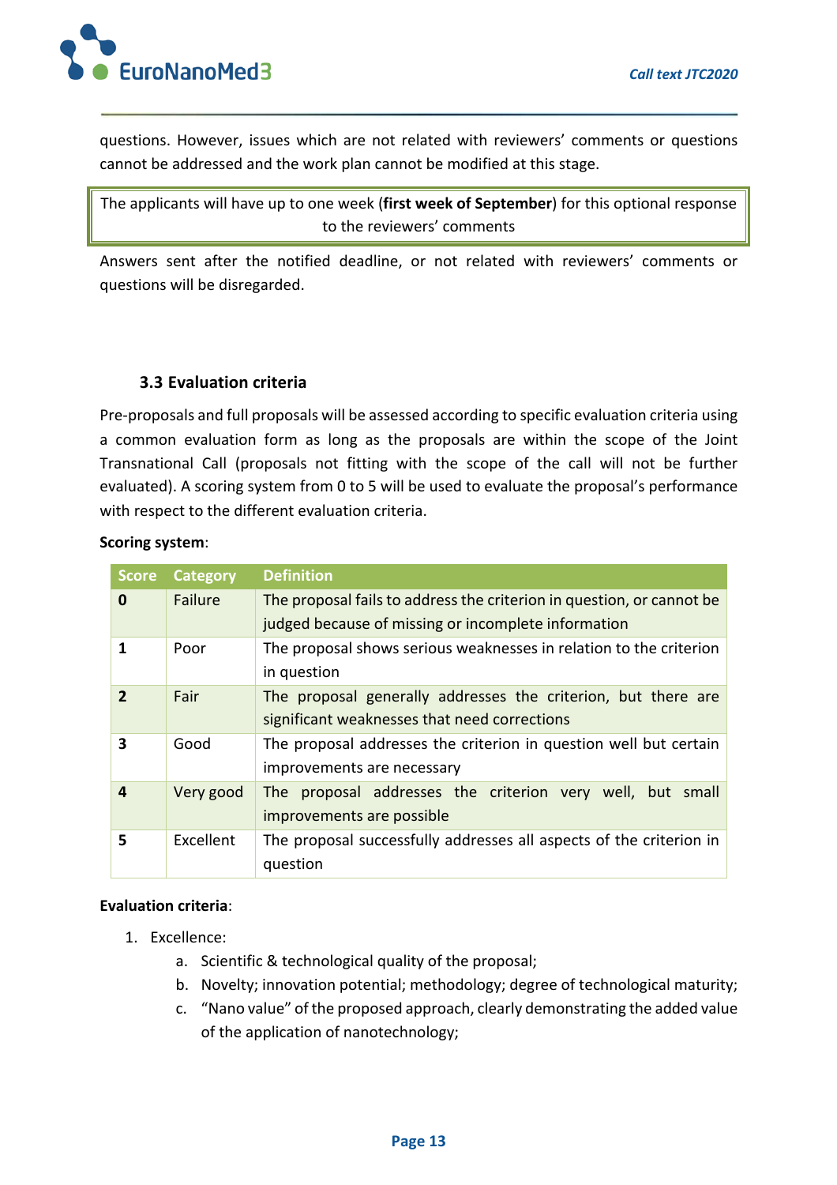questions. However, issues which are not related with reviewers' comments or questions cannot be addressed and the work plan cannot be modified at this stage.

> The applicants will have up to one week (**first week of September**) for this optional response to the reviewers' comments

Answers sent after the notified deadline, or not related with reviewers' comments or questions will be disregarded.

### 3.3 Evaluation criteria

Pre-proposals and full proposals will be assessed according to specific evaluation criteria using a common evaluation form as long as the proposals are within the scope of the Joint Transnational Call (proposals not fitting with the scope of the call will not be further evaluated). A scoring system from 0 to 5 will be used to evaluate the proposal's performance with respect to the different evaluation criteria.

**Scoring system**:

| Score | Category | Definition |
|---|---|---|
| **0** | Failure | The proposal fails to address the criterion in question, or cannot be judged because of missing or incomplete information |
| **1** | Poor | The proposal shows serious weaknesses in relation to the criterion in question |
| **2** | Fair | The proposal generally addresses the criterion, but there are significant weaknesses that need corrections |
| **3** | Good | The proposal addresses the criterion in question well but certain improvements are necessary |
| **4** | Very good | The proposal addresses the criterion very well, but small improvements are possible |
| **5** | Excellent | The proposal successfully addresses all aspects of the criterion in question |

**Evaluation criteria**:

1. Excellence:
    a. Scientific & technological quality of the proposal;
    b. Novelty; innovation potential; methodology; degree of technological maturity;
    c. "Nano value" of the proposed approach, clearly demonstrating the added value of the application of nanotechnology;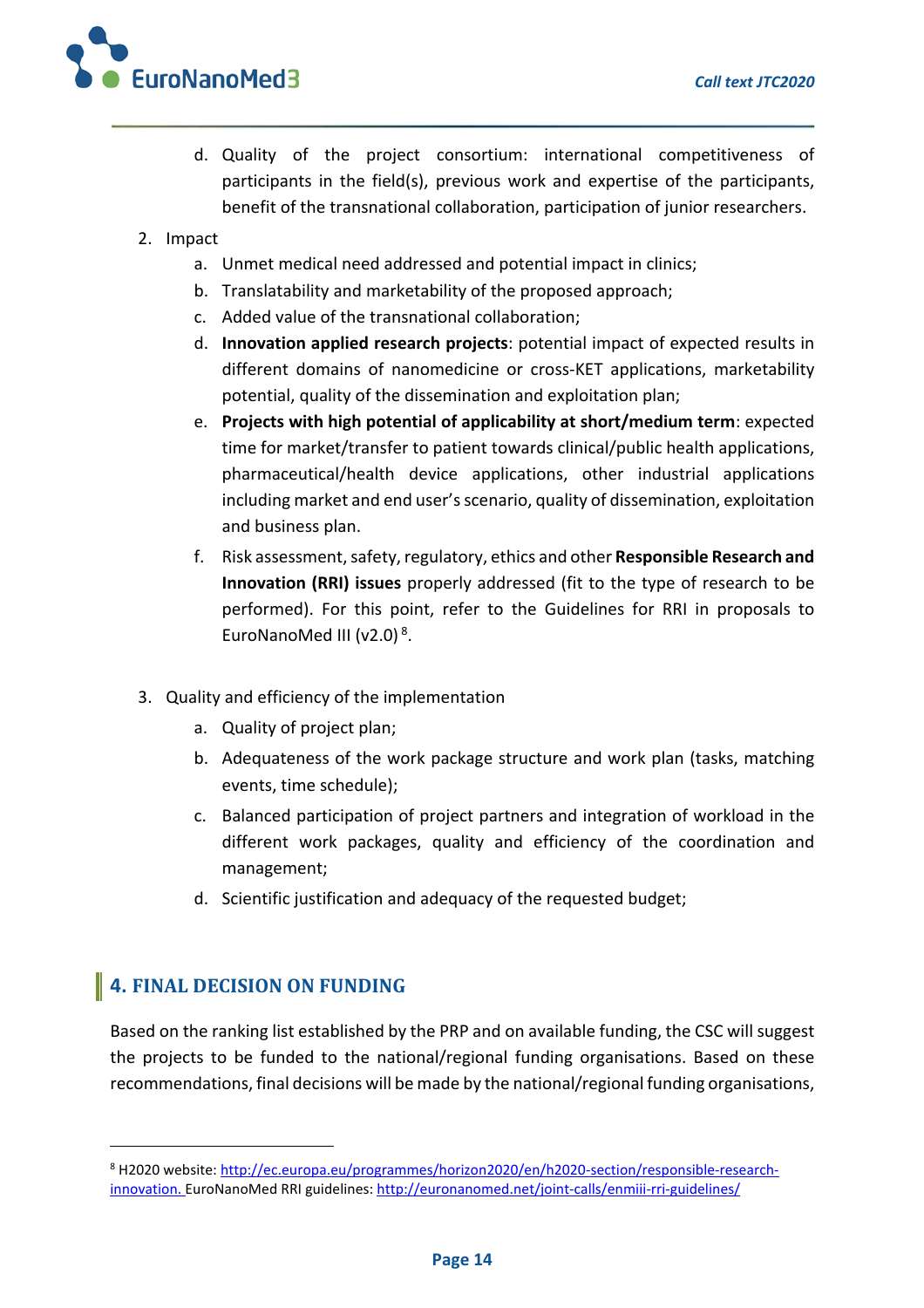d. Quality of the project consortium: international competitiveness of participants in the field(s), previous work and expertise of the participants, benefit of the transnational collaboration, participation of junior researchers.

2. Impact
    a. Unmet medical need addressed and potential impact in clinics;
    b. Translatability and marketability of the proposed approach;
    c. Added value of the transnational collaboration;
    d. **Innovation applied research projects**: potential impact of expected results in different domains of nanomedicine or cross-KET applications, marketability potential, quality of the dissemination and exploitation plan;
    e. **Projects with high potential of applicability at short/medium term**: expected time for market/transfer to patient towards clinical/public health applications, pharmaceutical/health device applications, other industrial applications including market and end user's scenario, quality of dissemination, exploitation and business plan.
    f. Risk assessment, safety, regulatory, ethics and other **Responsible Research and Innovation (RRI) issues** properly addressed (fit to the type of research to be performed). For this point, refer to the Guidelines for RRI in proposals to EuroNanoMed III (v2.0)[8].

3. Quality and efficiency of the implementation
    a. Quality of project plan;
    b. Adequateness of the work package structure and work plan (tasks, matching events, time schedule);
    c. Balanced participation of project partners and integration of workload in the different work packages, quality and efficiency of the coordination and management;
    d. Scientific justification and adequacy of the requested budget;

## 4. FINAL DECISION ON FUNDING

Based on the ranking list established by the PRP and on available funding, the CSC will suggest the projects to be funded to the national/regional funding organisations. Based on these recommendations, final decisions will be made by the national/regional funding organisations,

---

[8] H2020 website: http://ec.europa.eu/programmes/horizon2020/en/h2020-section/responsible-research-innovation. EuroNanoMed RRI guidelines: http://euronanomed.net/joint-calls/enmiii-rri-guidelines/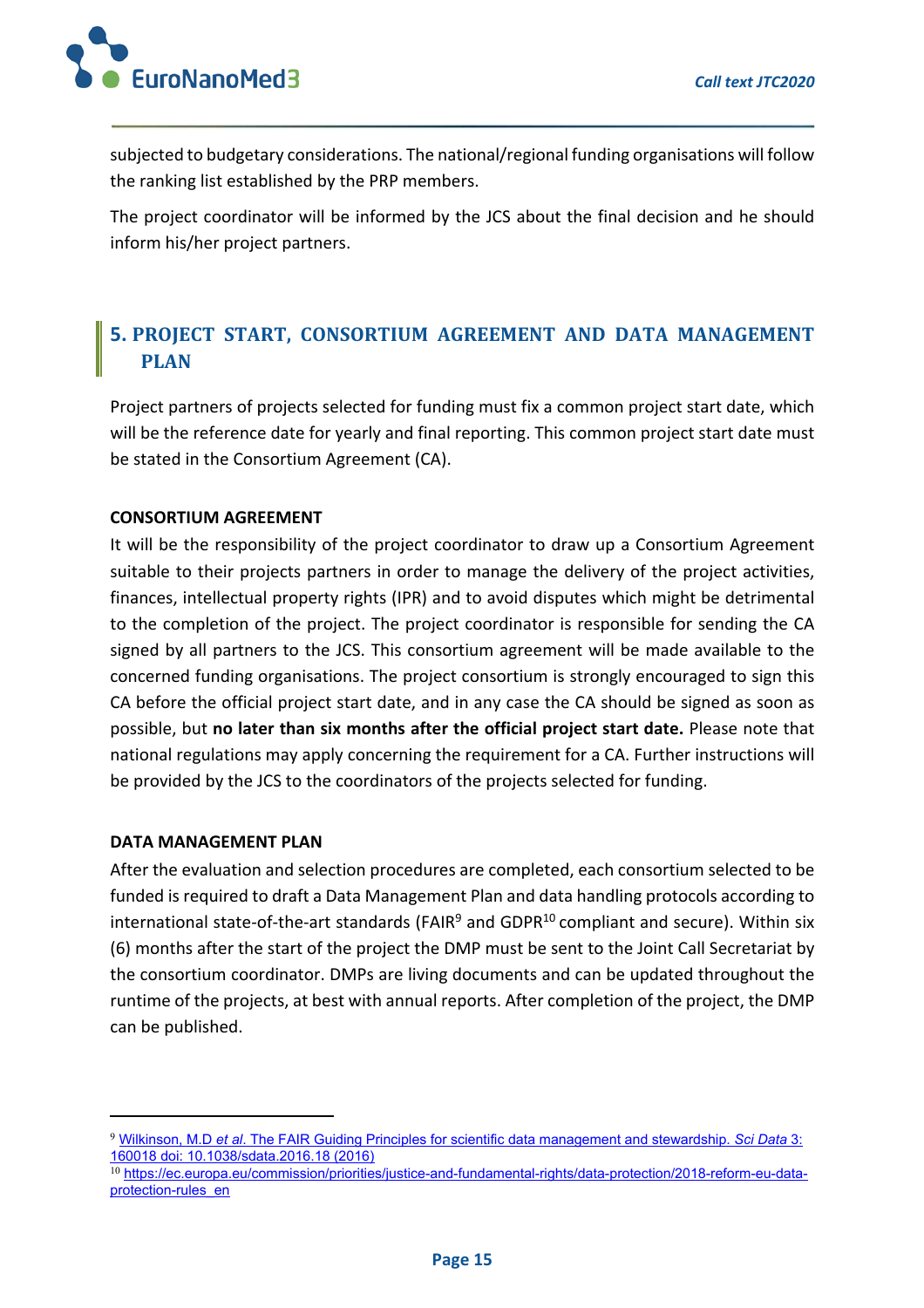subjected to budgetary considerations. The national/regional funding organisations will follow the ranking list established by the PRP members.

The project coordinator will be informed by the JCS about the final decision and he should inform his/her project partners.

## 5. PROJECT START, CONSORTIUM AGREEMENT AND DATA MANAGEMENT PLAN

Project partners of projects selected for funding must fix a common project start date, which will be the reference date for yearly and final reporting. This common project start date must be stated in the Consortium Agreement (CA).

### CONSORTIUM AGREEMENT

It will be the responsibility of the project coordinator to draw up a Consortium Agreement suitable to their projects partners in order to manage the delivery of the project activities, finances, intellectual property rights (IPR) and to avoid disputes which might be detrimental to the completion of the project. The project coordinator is responsible for sending the CA signed by all partners to the JCS. This consortium agreement will be made available to the concerned funding organisations. The project consortium is strongly encouraged to sign this CA before the official project start date, and in any case the CA should be signed as soon as possible, but **no later than six months after the official project start date.** Please note that national regulations may apply concerning the requirement for a CA. Further instructions will be provided by the JCS to the coordinators of the projects selected for funding.

### DATA MANAGEMENT PLAN

After the evaluation and selection procedures are completed, each consortium selected to be funded is required to draft a Data Management Plan and data handling protocols according to international state-of-the-art standards (FAIR[9] and GDPR[10] compliant and secure). Within six (6) months after the start of the project the DMP must be sent to the Joint Call Secretariat by the consortium coordinator. DMPs are living documents and can be updated throughout the runtime of the projects, at best with annual reports. After completion of the project, the DMP can be published.

---

[9] Wilkinson, M.D *et al*. The FAIR Guiding Principles for scientific data management and stewardship. *Sci Data* 3: 160018 doi: 10.1038/sdata.2016.18 (2016)

[10] https://ec.europa.eu/commission/priorities/justice-and-fundamental-rights/data-protection/2018-reform-eu-data-protection-rules_en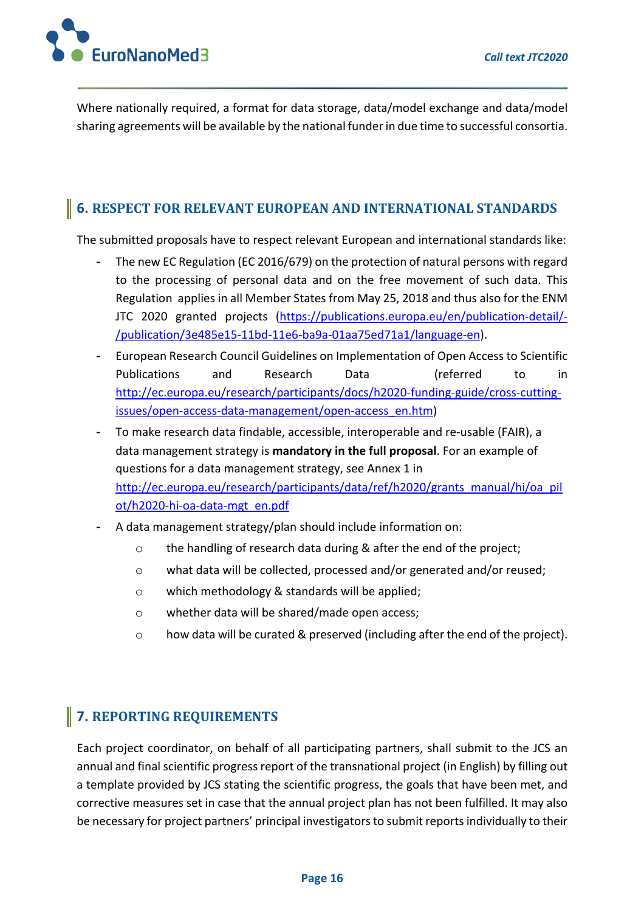Where nationally required, a format for data storage, data/model exchange and data/model sharing agreements will be available by the national funder in due time to successful consortia.

## 6. RESPECT FOR RELEVANT EUROPEAN AND INTERNATIONAL STANDARDS

The submitted proposals have to respect relevant European and international standards like:

- The new EC Regulation (EC 2016/679) on the protection of natural persons with regard to the processing of personal data and on the free movement of such data. This Regulation applies in all Member States from May 25, 2018 and thus also for the ENM JTC 2020 granted projects (https://publications.europa.eu/en/publication-detail/-/publication/3e485e15-11bd-11e6-ba9a-01aa75ed71a1/language-en).
- European Research Council Guidelines on Implementation of Open Access to Scientific Publications and Research Data (referred to in http://ec.europa.eu/research/participants/docs/h2020-funding-guide/cross-cutting-issues/open-access-data-management/open-access_en.htm)
- To make research data findable, accessible, interoperable and re-usable (FAIR), a data management strategy is **mandatory in the full proposal**. For an example of questions for a data management strategy, see Annex 1 in http://ec.europa.eu/research/participants/data/ref/h2020/grants_manual/hi/oa_pilot/h2020-hi-oa-data-mgt_en.pdf
- A data management strategy/plan should include information on:
  - the handling of research data during & after the end of the project;
  - what data will be collected, processed and/or generated and/or reused;
  - which methodology & standards will be applied;
  - whether data will be shared/made open access;
  - how data will be curated & preserved (including after the end of the project).

## 7. REPORTING REQUIREMENTS

Each project coordinator, on behalf of all participating partners, shall submit to the JCS an annual and final scientific progress report of the transnational project (in English) by filling out a template provided by JCS stating the scientific progress, the goals that have been met, and corrective measures set in case that the annual project plan has not been fulfilled. It may also be necessary for project partners' principal investigators to submit reports individually to their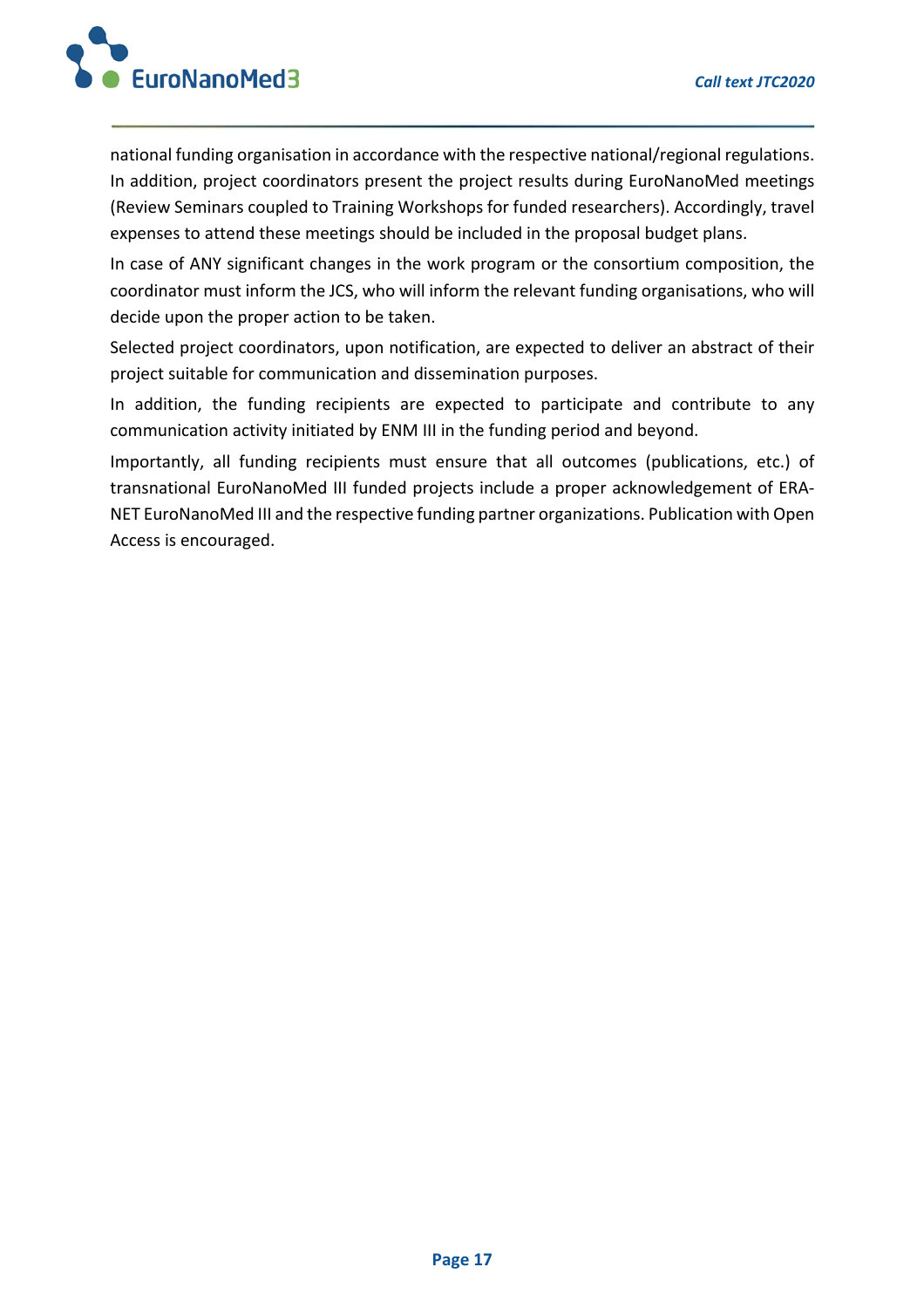national funding organisation in accordance with the respective national/regional regulations. In addition, project coordinators present the project results during EuroNanoMed meetings (Review Seminars coupled to Training Workshops for funded researchers). Accordingly, travel expenses to attend these meetings should be included in the proposal budget plans.

In case of ANY significant changes in the work program or the consortium composition, the coordinator must inform the JCS, who will inform the relevant funding organisations, who will decide upon the proper action to be taken.

Selected project coordinators, upon notification, are expected to deliver an abstract of their project suitable for communication and dissemination purposes.

In addition, the funding recipients are expected to participate and contribute to any communication activity initiated by ENM III in the funding period and beyond.

Importantly, all funding recipients must ensure that all outcomes (publications, etc.) of transnational EuroNanoMed III funded projects include a proper acknowledgement of ERA-NET EuroNanoMed III and the respective funding partner organizations. Publication with Open Access is encouraged.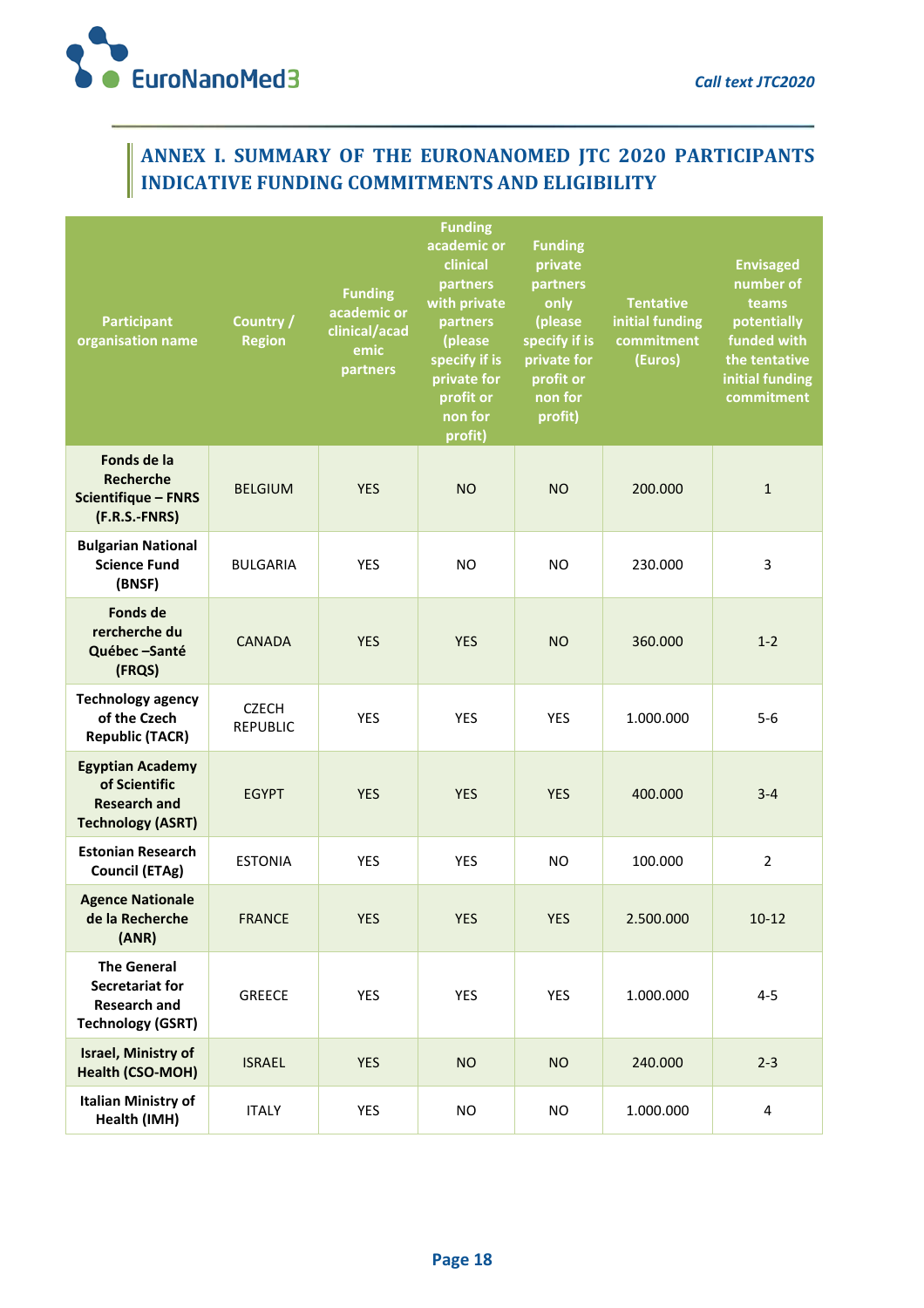## ANNEX I. SUMMARY OF THE EURONANOMED JTC 2020 PARTICIPANTS INDICATIVE FUNDING COMMITMENTS AND ELIGIBILITY

| Participant organisation name | Country / Region | Funding academic or clinical/academic partners | Funding academic or clinical partners with private partners (please specify if is private for profit or non for profit) | Funding private partners only (please specify if is private for profit or non for profit) | Tentative initial funding commitment (Euros) | Envisaged number of teams potentially funded with the tentative initial funding commitment |
|---|---|---|---|---|---|---|
| **Fonds de la Recherche Scientifique – FNRS (F.R.S.-FNRS)** | BELGIUM | YES | NO | NO | 200.000 | 1 |
| **Bulgarian National Science Fund (BNSF)** | BULGARIA | YES | NO | NO | 230.000 | 3 |
| **Fonds de rercherche du Québec –Santé (FRQS)** | CANADA | YES | YES | NO | 360.000 | 1-2 |
| **Technology agency of the Czech Republic (TACR)** | CZECH REPUBLIC | YES | YES | YES | 1.000.000 | 5-6 |
| **Egyptian Academy of Scientific Research and Technology (ASRT)** | EGYPT | YES | YES | YES | 400.000 | 3-4 |
| **Estonian Research Council (ETAg)** | ESTONIA | YES | YES | NO | 100.000 | 2 |
| **Agence Nationale de la Recherche (ANR)** | FRANCE | YES | YES | YES | 2.500.000 | 10-12 |
| **The General Secretariat for Research and Technology (GSRT)** | GREECE | YES | YES | YES | 1.000.000 | 4-5 |
| **Israel, Ministry of Health (CSO-MOH)** | ISRAEL | YES | NO | NO | 240.000 | 2-3 |
| **Italian Ministry of Health (IMH)** | ITALY | YES | NO | NO | 1.000.000 | 4 |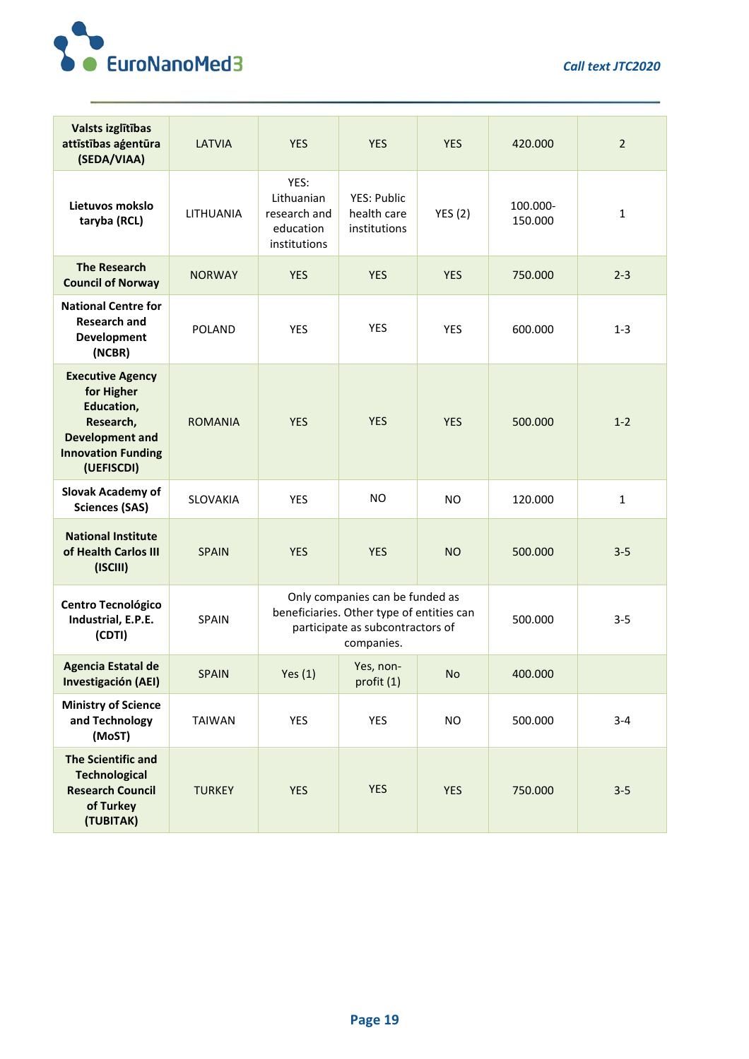| Valsts izglītības attīstības aģentūra (SEDA/VIAA) | LATVIA | YES | YES | YES | 420.000 | 2 |
|---|---|---|---|---|---|---|
| Lietuvos mokslo taryba (RCL) | LITHUANIA | YES: Lithuanian research and education institutions | YES: Public health care institutions | YES (2) | 100.000-150.000 | 1 |
| The Research Council of Norway | NORWAY | YES | YES | YES | 750.000 | 2-3 |
| National Centre for Research and Development (NCBR) | POLAND | YES | YES | YES | 600.000 | 1-3 |
| Executive Agency for Higher Education, Research, Development and Innovation Funding (UEFISCDI) | ROMANIA | YES | YES | YES | 500.000 | 1-2 |
| Slovak Academy of Sciences (SAS) | SLOVAKIA | YES | NO | NO | 120.000 | 1 |
| National Institute of Health Carlos III (ISCIII) | SPAIN | YES | YES | NO | 500.000 | 3-5 |
| Centro Tecnológico Industrial, E.P.E. (CDTI) | SPAIN | Only companies can be funded as beneficiaries. Other type of entities can participate as subcontractors of companies. | | | 500.000 | 3-5 |
| Agencia Estatal de Investigación (AEI) | SPAIN | Yes (1) | Yes, non-profit (1) | No | 400.000 | |
| Ministry of Science and Technology (MoST) | TAIWAN | YES | YES | NO | 500.000 | 3-4 |
| The Scientific and Technological Research Council of Turkey (TUBITAK) | TURKEY | YES | YES | YES | 750.000 | 3-5 |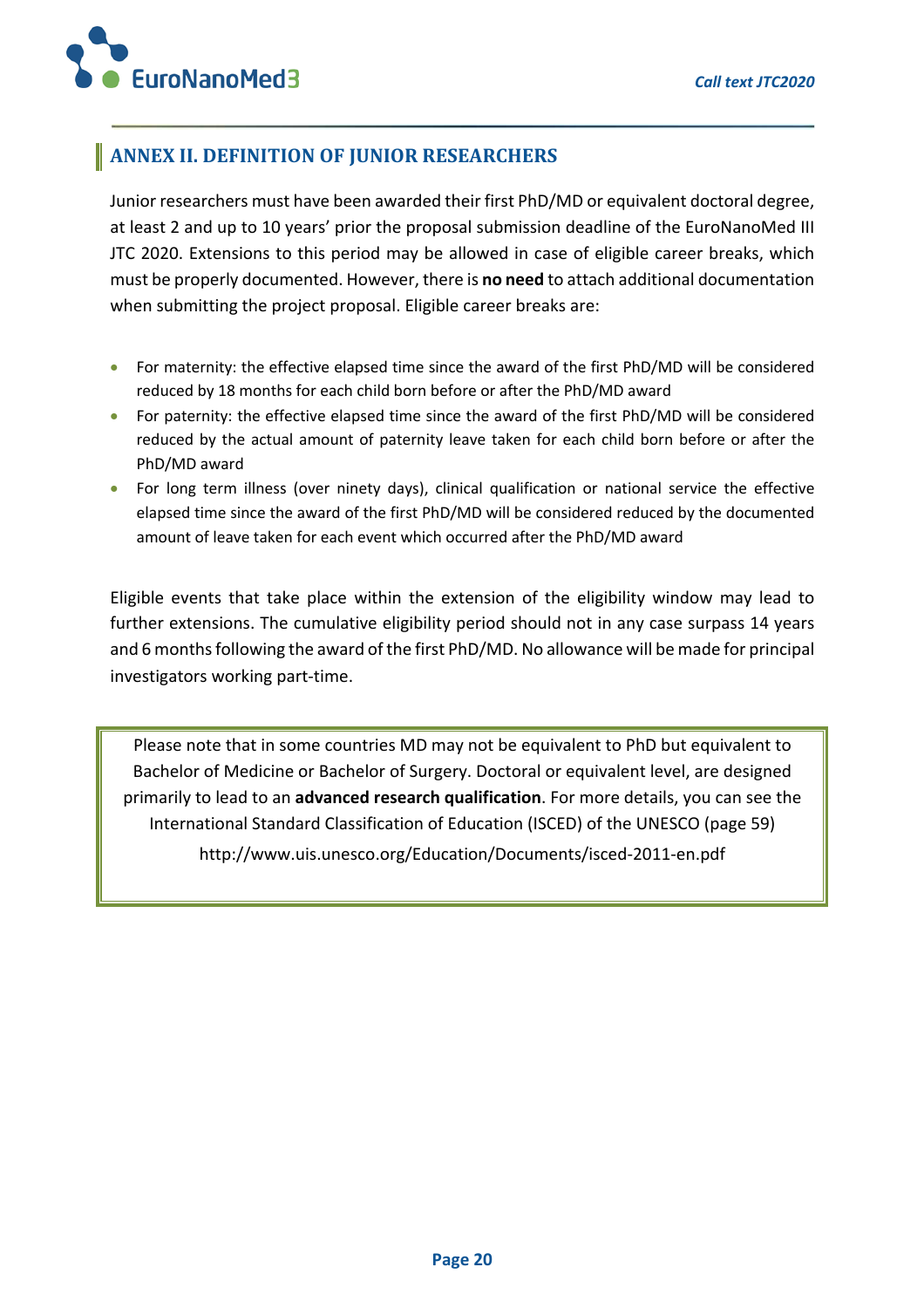## ANNEX II. DEFINITION OF JUNIOR RESEARCHERS

Junior researchers must have been awarded their first PhD/MD or equivalent doctoral degree, at least 2 and up to 10 years' prior the proposal submission deadline of the EuroNanoMed III JTC 2020. Extensions to this period may be allowed in case of eligible career breaks, which must be properly documented. However, there is **no need** to attach additional documentation when submitting the project proposal. Eligible career breaks are:

- For maternity: the effective elapsed time since the award of the first PhD/MD will be considered reduced by 18 months for each child born before or after the PhD/MD award
- For paternity: the effective elapsed time since the award of the first PhD/MD will be considered reduced by the actual amount of paternity leave taken for each child born before or after the PhD/MD award
- For long term illness (over ninety days), clinical qualification or national service the effective elapsed time since the award of the first PhD/MD will be considered reduced by the documented amount of leave taken for each event which occurred after the PhD/MD award

Eligible events that take place within the extension of the eligibility window may lead to further extensions. The cumulative eligibility period should not in any case surpass 14 years and 6 months following the award of the first PhD/MD. No allowance will be made for principal investigators working part-time.

> Please note that in some countries MD may not be equivalent to PhD but equivalent to Bachelor of Medicine or Bachelor of Surgery. Doctoral or equivalent level, are designed primarily to lead to an **advanced research qualification**. For more details, you can see the International Standard Classification of Education (ISCED) of the UNESCO (page 59)
>
> http://www.uis.unesco.org/Education/Documents/isced-2011-en.pdf